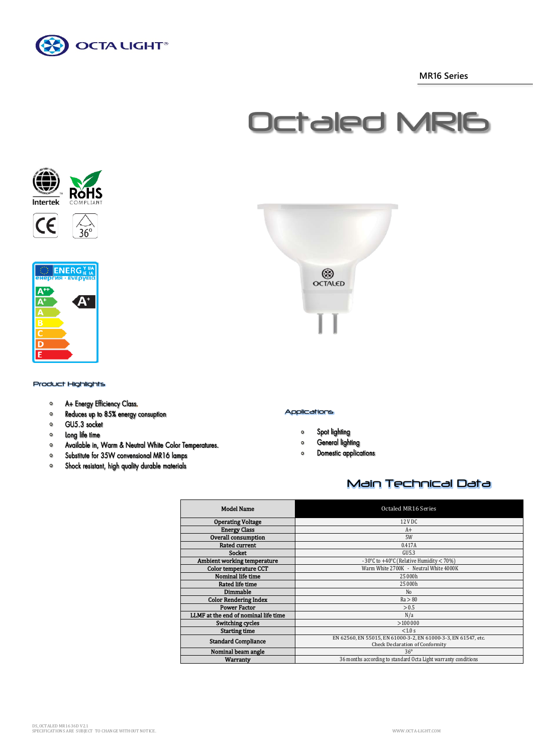MR16 Series

# Octaled MR16

### Product Highlights

- A+ Energy Efficiency Class.
- Reduces up to 85% energy consuption
- GU5.3 socket
- Long life time
- Available in, Warm & Neutral White Color Temperatures.
- Substitute for 35W convensional MR16 lamps
- Shock resistant, high quality durable materials

### Applications

- Spot lighting
- General lighting
- Domestic applications

## Main Technical Data

| Model Name | Octaled MR16 Series |
|---|---|
| Operating Voltage | 12 V DC |
| Energy Class | A+ |
| Overall consumption | 5W |
| Rated current | 0.417A |
| Socket | GU5.3 |
| Ambient working temperature | -30°C to +40°C (Relative Humidity < 70%) |
| Color temperature CCT | Warm White 2700K - Neutral White 4000K |
| Nominal life time | 25 000h |
| Rated life time | 25 000h |
| Dimmable | No |
| Color Rendering Index | Ra > 80 |
| Power Factor | > 0.5 |
| LLMF at the end of nominal life time | N/a |
| Switching cycles | > 100 000 |
| Starting time | < 1.0 s |
| Standard Compliance | EN 62560, EN 55015, EN 61000-3-2, EN 61000-3-3, EN 61547, etc. Check Declaration of Conformity |
| Nominal beam angle | 36° |
| Warranty | 36 months according to standard Octa Light warranty conditions |

DS_OCTALED MR1636D V2.1
SPECIFICATIONS ARE SUBJECT TO CHANGE WITHOUT NOTICE.

WWW.OCTA-LIGHT.COM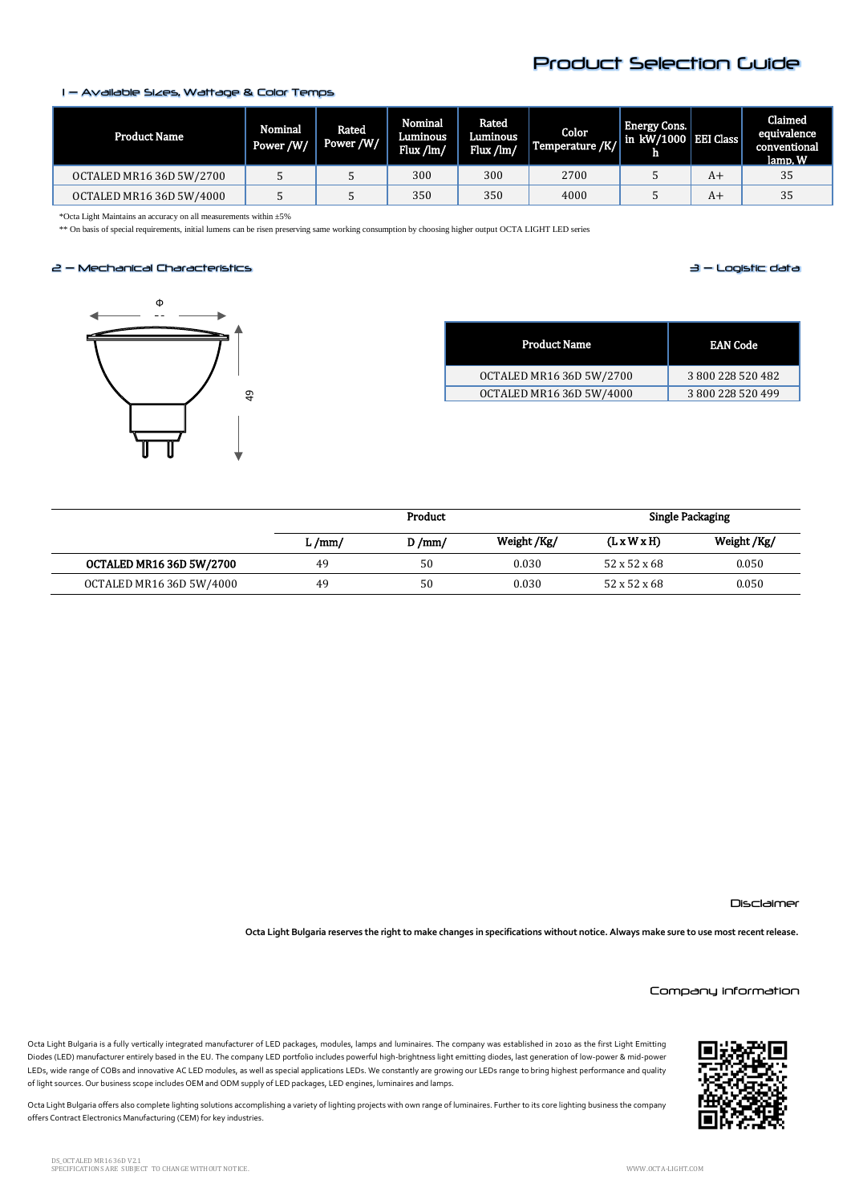# Product Selection Guide

## 1 – Available Sizes, Wattage & Color Temps

| Product Name | Nominal Power /W/ | Rated Power /W/ | Nominal Luminous Flux /lm/ | Rated Luminous Flux /lm/ | Color Temperature /K/ | Energy Cons. in kW/1000 h | EEI Class | Claimed equivalence conventional lamp, W |
|---|---|---|---|---|---|---|---|---|
| OCTALED MR16 36D 5W/2700 | 5 | 5 | 300 | 300 | 2700 | 5 | A+ | 35 |
| OCTALED MR16 36D 5W/4000 | 5 | 5 | 350 | 350 | 4000 | 5 | A+ | 35 |

*Octa Light Maintains an accuracy on all measurements within ±5%

** On basis of special requirements, initial lumens can be risen preserving same working consumption by choosing higher output OCTA LIGHT LED series

## 2 – Mechanical Characteristics

Φ

49

## 3 – Logistic data

| Product Name | EAN Code |
|---|---|
| OCTALED MR16 36D 5W/2700 | 3 800 228 520 482 |
| OCTALED MR16 36D 5W/4000 | 3 800 228 520 499 |

| | Product | | | Single Packaging | |
|---|---|---|---|---|---|
| | L /mm/ | D /mm/ | Weight /Kg/ | (L x W x H) | Weight /Kg/ |
| **OCTALED MR16 36D 5W/2700** | 49 | 50 | 0.030 | 52 x 52 x 68 | 0.050 |
| OCTALED MR16 36D 5W/4000 | 49 | 50 | 0.030 | 52 x 52 x 68 | 0.050 |

## Disclaimer

**Octa Light Bulgaria reserves the right to make changes in specifications without notice. Always make sure to use most recent release.**

## Company Information

Octa Light Bulgaria is a fully vertically integrated manufacturer of LED packages, modules, lamps and luminaires. The company was established in 2010 as the first Light Emitting Diodes (LED) manufacturer entirely based in the EU. The company LED portfolio includes powerful high-brightness light emitting diodes, last generation of low-power & mid-power LEDs, wide range of COBs and innovative AC LED modules, as well as special applications LEDs. We constantly are growing our LEDs range to bring highest performance and quality of light sources. Our business scope includes OEM and ODM supply of LED packages, LED engines, luminaires and lamps.

Octa Light Bulgaria offers also complete lighting solutions accomplishing a variety of lighting projects with own range of luminaires. Further to its core lighting business the company offers Contract Electronics Manufacturing (CEM) for key industries.

DS_OCTALED MR16 36D V2.1
SPECIFICATIONS ARE SUBJECT TO CHANGE WITHOUT NOTICE.

WWW.OCTA-LIGHT.COM